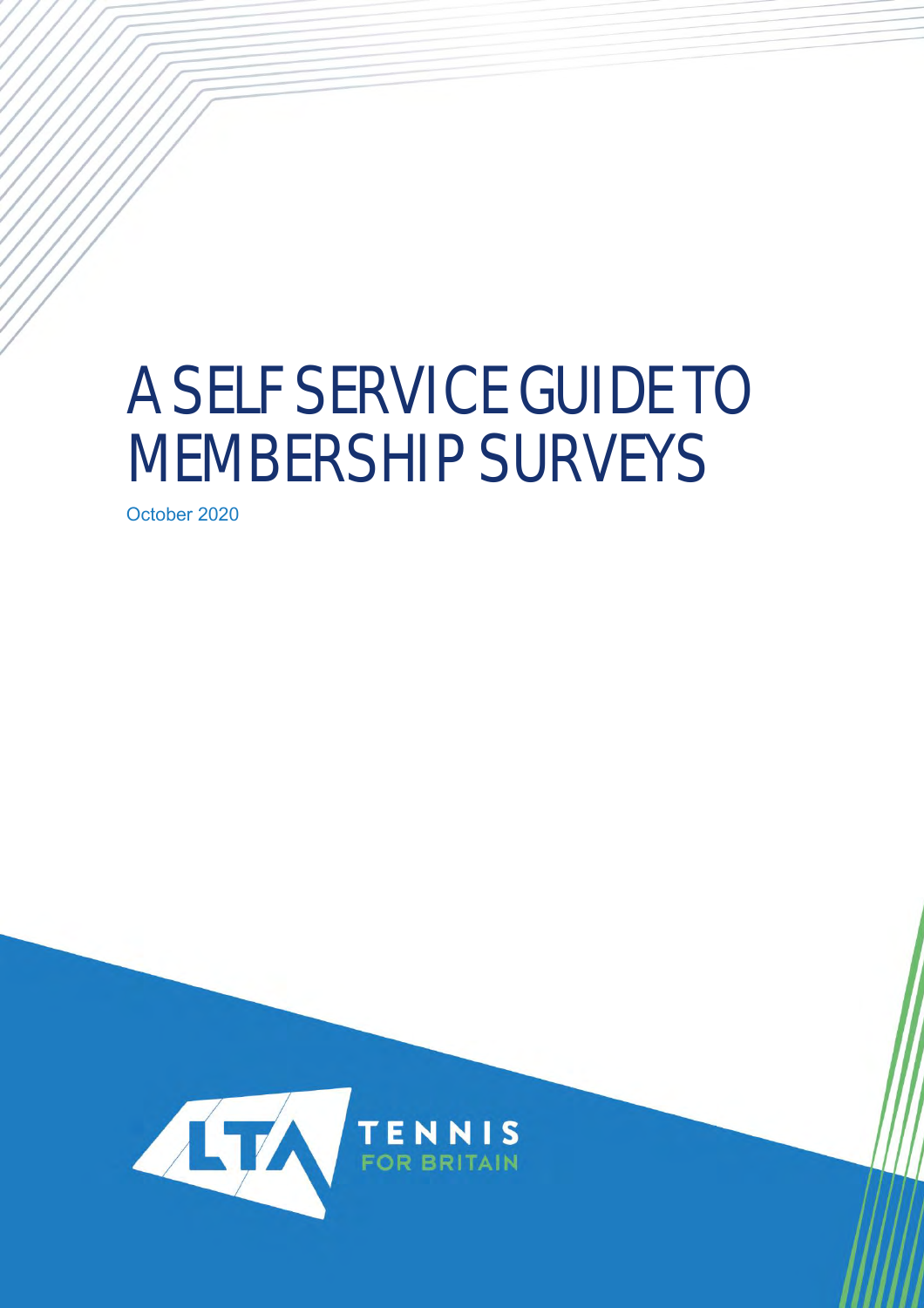# A SELF SERVICE GUIDE TO MEMBERSHIP SURVEYS

October 2020

LTA TENNIS FOR BRITAIN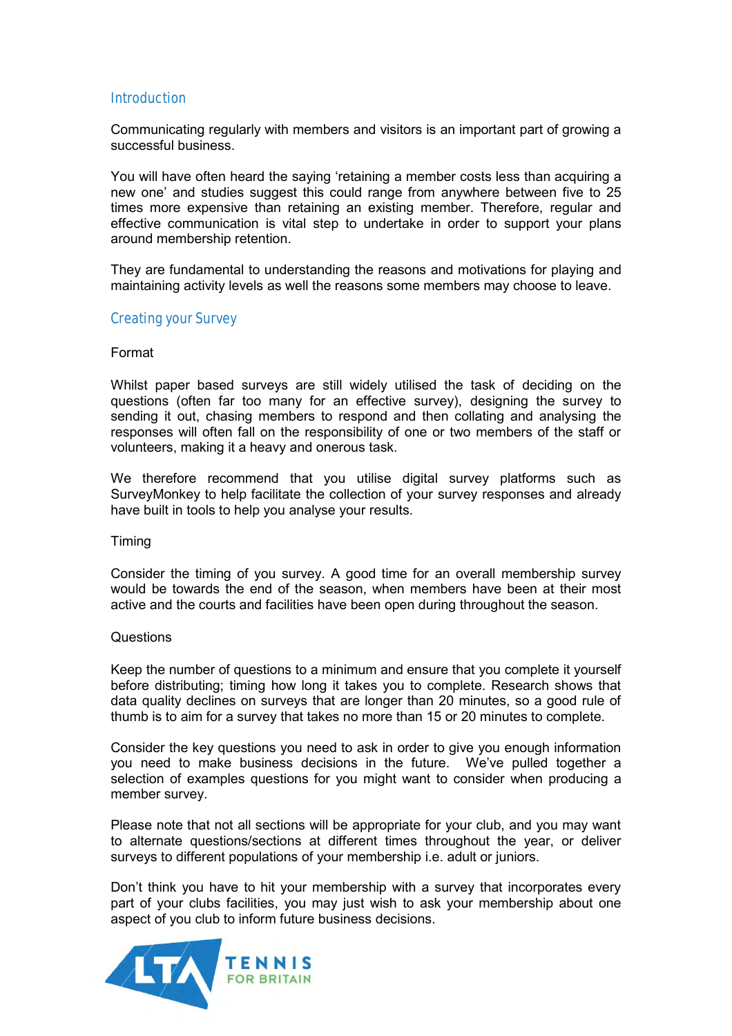## Introduction

Communicating regularly with members and visitors is an important part of growing a successful business.

You will have often heard the saying 'retaining a member costs less than acquiring a new one' and studies suggest this could range from anywhere between five to 25 times more expensive than retaining an existing member. Therefore, regular and effective communication is vital step to undertake in order to support your plans around membership retention.

They are fundamental to understanding the reasons and motivations for playing and maintaining activity levels as well the reasons some members may choose to leave.

## Creating your Survey

### Format

Whilst paper based surveys are still widely utilised the task of deciding on the questions (often far too many for an effective survey), designing the survey to sending it out, chasing members to respond and then collating and analysing the responses will often fall on the responsibility of one or two members of the staff or volunteers, making it a heavy and onerous task.

We therefore recommend that you utilise digital survey platforms such as SurveyMonkey to help facilitate the collection of your survey responses and already have built in tools to help you analyse your results.

### Timing

Consider the timing of you survey. A good time for an overall membership survey would be towards the end of the season, when members have been at their most active and the courts and facilities have been open during throughout the season.

### Questions

Keep the number of questions to a minimum and ensure that you complete it yourself before distributing; timing how long it takes you to complete. Research shows that data quality declines on surveys that are longer than 20 minutes, so a good rule of thumb is to aim for a survey that takes no more than 15 or 20 minutes to complete.

Consider the key questions you need to ask in order to give you enough information you need to make business decisions in the future. We've pulled together a selection of examples questions for you might want to consider when producing a member survey.

Please note that not all sections will be appropriate for your club, and you may want to alternate questions/sections at different times throughout the year, or deliver surveys to different populations of your membership i.e. adult or juniors.

Don't think you have to hit your membership with a survey that incorporates every part of your clubs facilities, you may just wish to ask your membership about one aspect of you club to inform future business decisions.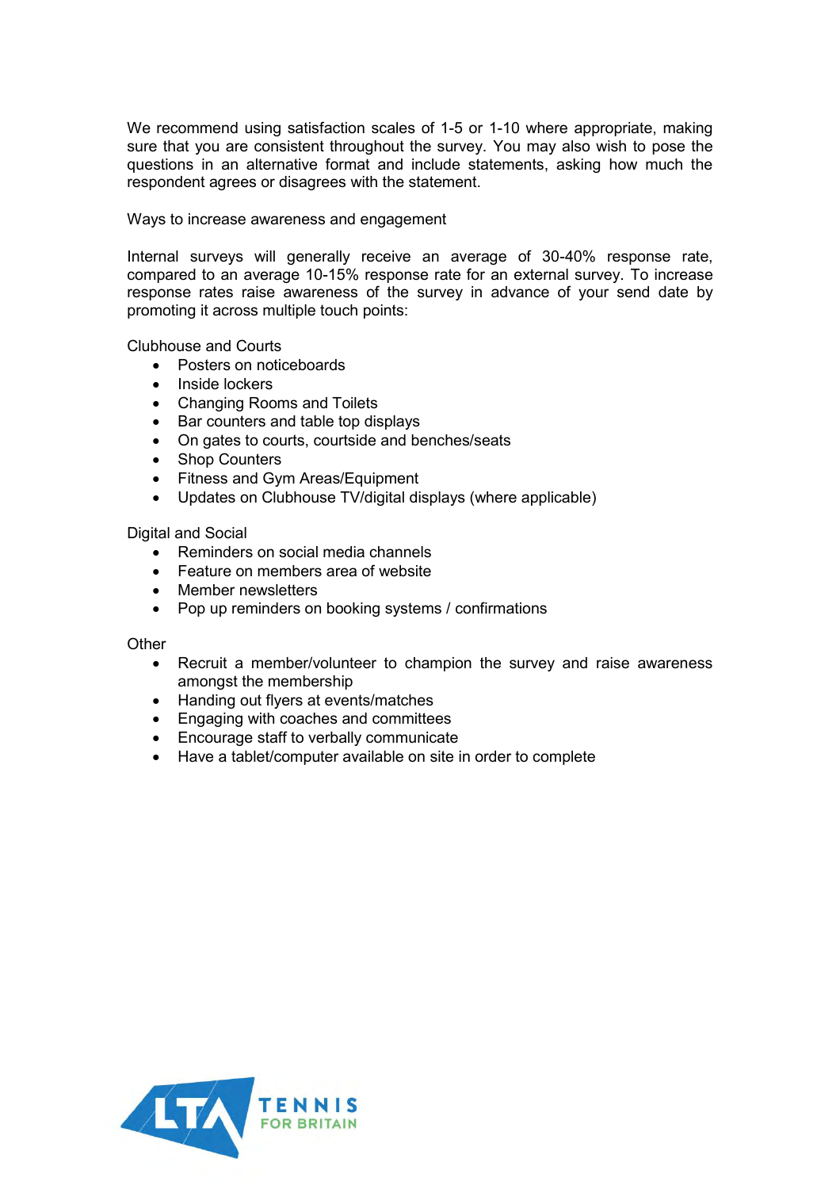We recommend using satisfaction scales of 1-5 or 1-10 where appropriate, making sure that you are consistent throughout the survey. You may also wish to pose the questions in an alternative format and include statements, asking how much the respondent agrees or disagrees with the statement.

## Ways to increase awareness and engagement

Internal surveys will generally receive an average of 30-40% response rate, compared to an average 10-15% response rate for an external survey. To increase response rates raise awareness of the survey in advance of your send date by promoting it across multiple touch points:

### Clubhouse and Courts

- Posters on noticeboards
- Inside lockers
- Changing Rooms and Toilets
- Bar counters and table top displays
- On gates to courts, courtside and benches/seats
- Shop Counters
- Fitness and Gym Areas/Equipment
- Updates on Clubhouse TV/digital displays (where applicable)

### Digital and Social

- Reminders on social media channels
- Feature on members area of website
- Member newsletters
- Pop up reminders on booking systems / confirmations

### Other

- Recruit a member/volunteer to champion the survey and raise awareness amongst the membership
- Handing out flyers at events/matches
- Engaging with coaches and committees
- Encourage staff to verbally communicate
- Have a tablet/computer available on site in order to complete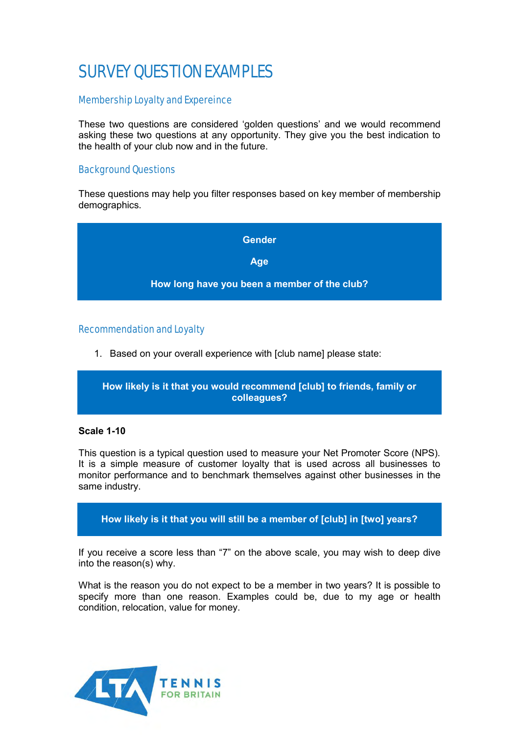# SURVEY QUESTION EXAMPLES

## Membership Loyalty and Expereince

These two questions are considered 'golden questions' and we would recommend asking these two questions at any opportunity. They give you the best indication to the health of your club now and in the future.

## Background Questions

These questions may help you filter responses based on key member of membership demographics.

**Gender**

**Age**

**How long have you been a member of the club?**

## Recommendation and Loyalty

1. Based on your overall experience with [club name] please state:

**How likely is it that you would recommend [club] to friends, family or colleagues?**

**Scale 1-10**

This question is a typical question used to measure your Net Promoter Score (NPS). It is a simple measure of customer loyalty that is used across all businesses to monitor performance and to benchmark themselves against other businesses in the same industry.

**How likely is it that you will still be a member of [club] in [two] years?**

If you receive a score less than "7" on the above scale, you may wish to deep dive into the reason(s) why.

What is the reason you do not expect to be a member in two years? It is possible to specify more than one reason. Examples could be, due to my age or health condition, relocation, value for money.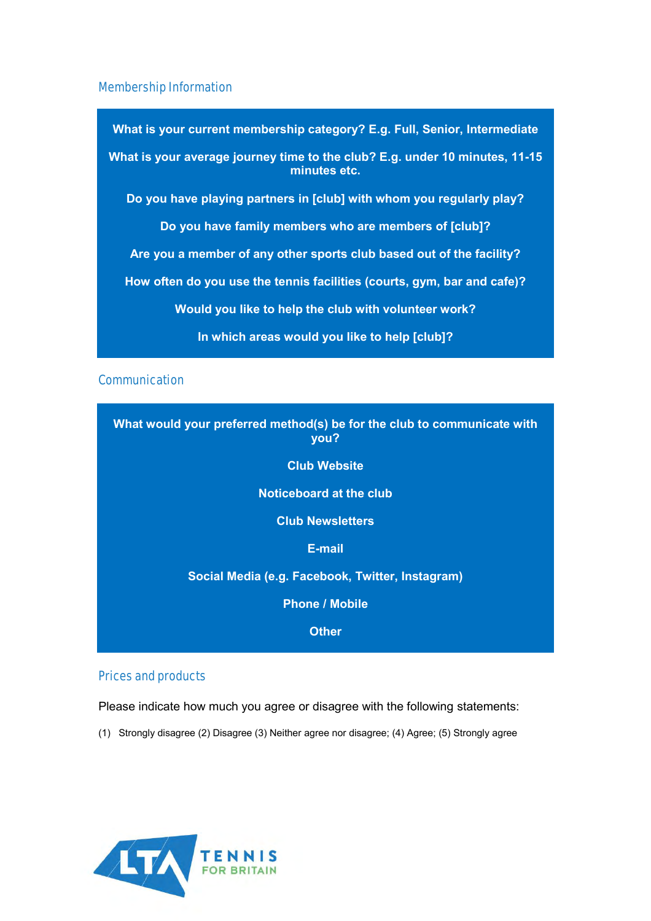## Membership Information

**What is your current membership category? E.g. Full, Senior, Intermediate**

**What is your average journey time to the club? E.g. under 10 minutes, 11-15 minutes etc.**

**Do you have playing partners in [club] with whom you regularly play?**

**Do you have family members who are members of [club]?**

**Are you a member of any other sports club based out of the facility?**

**How often do you use the tennis facilities (courts, gym, bar and cafe)?**

**Would you like to help the club with volunteer work?**

**In which areas would you like to help [club]?**

## Communication

**What would your preferred method(s) be for the club to communicate with you?**

**Club Website**

**Noticeboard at the club**

**Club Newsletters**

**E-mail**

**Social Media (e.g. Facebook, Twitter, Instagram)**

**Phone / Mobile**

**Other**

## Prices and products

Please indicate how much you agree or disagree with the following statements:

(1) Strongly disagree (2) Disagree (3) Neither agree nor disagree; (4) Agree; (5) Strongly agree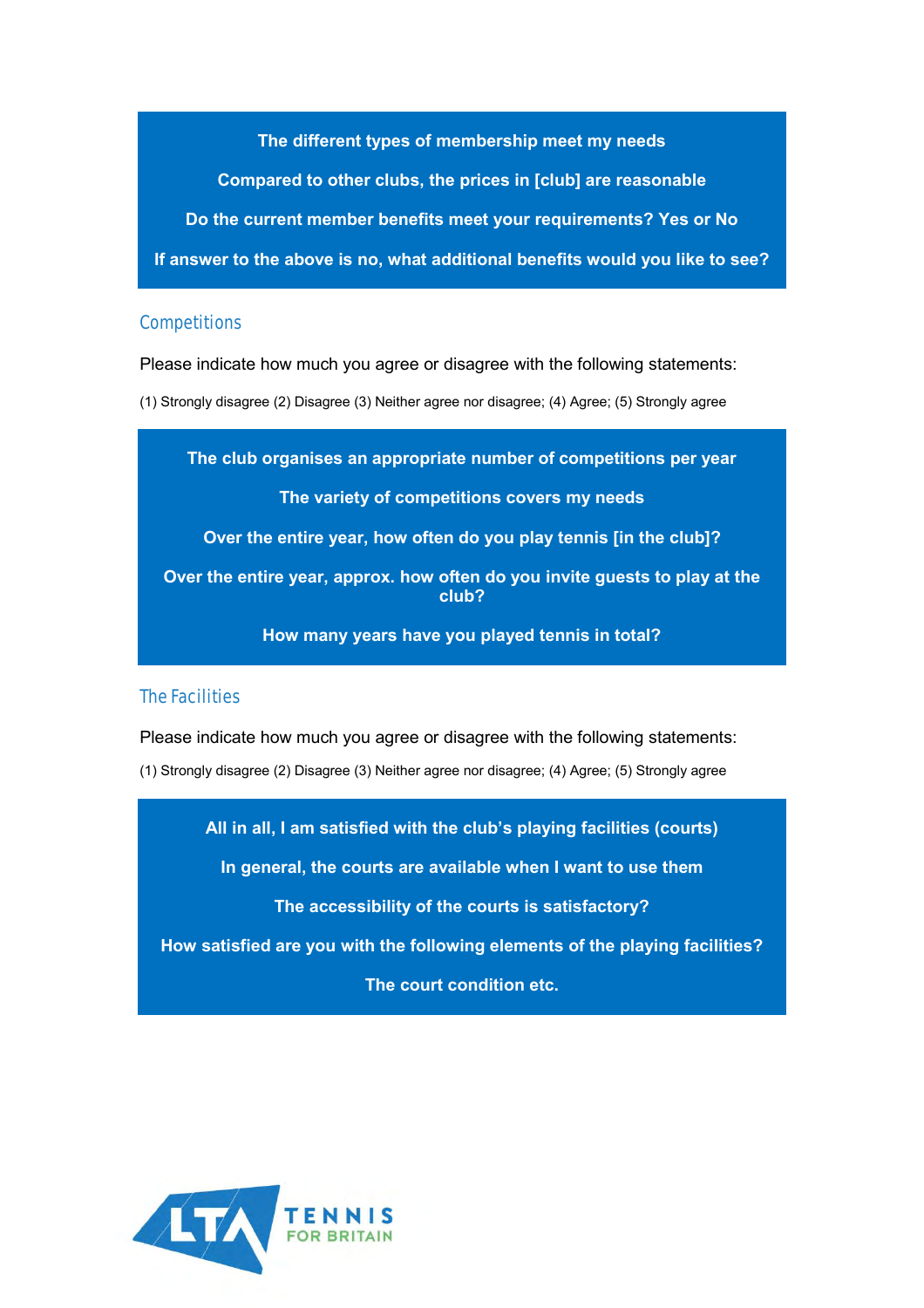**The different types of membership meet my needs**

**Compared to other clubs, the prices in [club] are reasonable**

**Do the current member benefits meet your requirements? Yes or No**

**If answer to the above is no, what additional benefits would you like to see?**

## Competitions

Please indicate how much you agree or disagree with the following statements:

(1) Strongly disagree (2) Disagree (3) Neither agree nor disagree; (4) Agree; (5) Strongly agree

**The club organises an appropriate number of competitions per year**

**The variety of competitions covers my needs**

**Over the entire year, how often do you play tennis [in the club]?**

**Over the entire year, approx. how often do you invite guests to play at the club?**

**How many years have you played tennis in total?**

## The Facilities

Please indicate how much you agree or disagree with the following statements:

(1) Strongly disagree (2) Disagree (3) Neither agree nor disagree; (4) Agree; (5) Strongly agree

**All in all, I am satisfied with the club's playing facilities (courts)**

**In general, the courts are available when I want to use them**

**The accessibility of the courts is satisfactory?**

**How satisfied are you with the following elements of the playing facilities?**

**The court condition etc.**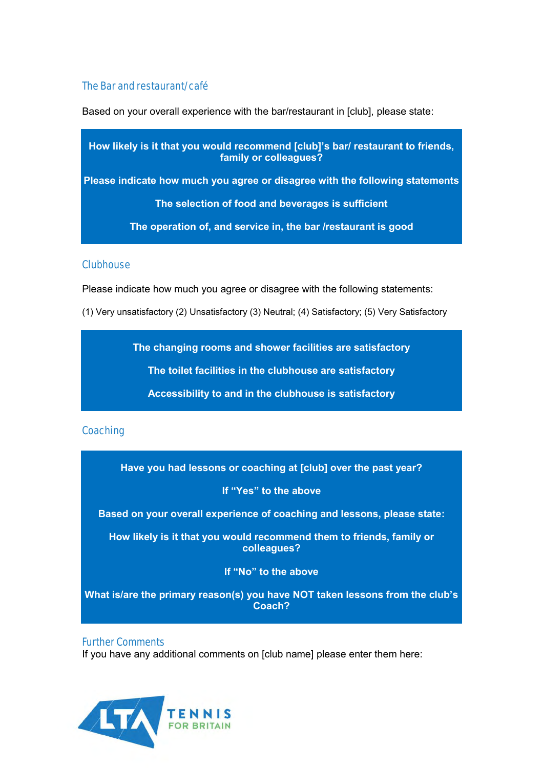## The Bar and restaurant/café

Based on your overall experience with the bar/restaurant in [club], please state:

**How likely is it that you would recommend [club]'s bar/ restaurant to friends, family or colleagues?**

**Please indicate how much you agree or disagree with the following statements**

**The selection of food and beverages is sufficient**

**The operation of, and service in, the bar /restaurant is good**

## Clubhouse

Please indicate how much you agree or disagree with the following statements:

(1) Very unsatisfactory (2) Unsatisfactory (3) Neutral; (4) Satisfactory; (5) Very Satisfactory

**The changing rooms and shower facilities are satisfactory**

**The toilet facilities in the clubhouse are satisfactory**

**Accessibility to and in the clubhouse is satisfactory**

## Coaching

**Have you had lessons or coaching at [club] over the past year?**

**If "Yes" to the above**

**Based on your overall experience of coaching and lessons, please state:**

**How likely is it that you would recommend them to friends, family or colleagues?**

**If "No" to the above**

**What is/are the primary reason(s) you have NOT taken lessons from the club's Coach?**

## Further Comments

If you have any additional comments on [club name] please enter them here:

LTA TENNIS FOR BRITAIN